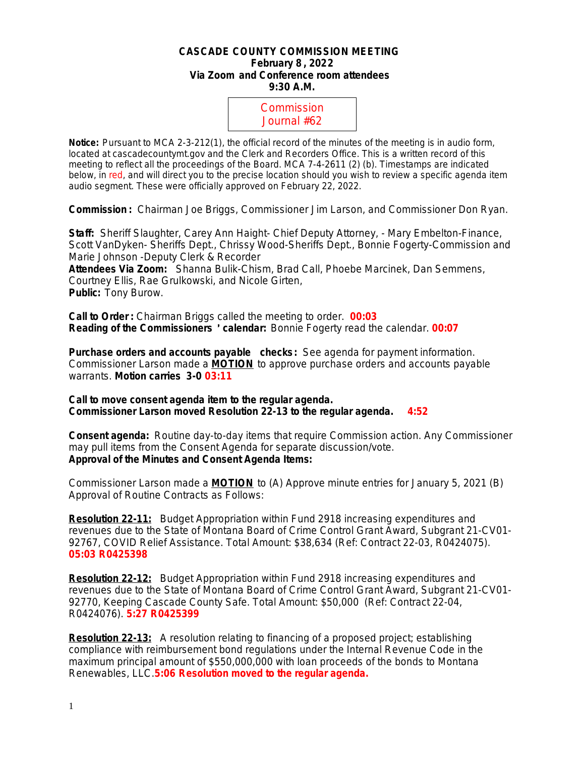**CASCADE COUNTY COMMISSION MEETING**
**February 8 , 2022**
**Via Zoom and Conference room attendees**
**9:30 A.M.**

Commission Journal #62

**Notice:** Pursuant to MCA 2-3-212(1), the official record of the minutes of the meeting is in audio form, located at cascadecountymt.gov and the Clerk and Recorders Office. This is a written record of this meeting to reflect all the proceedings of the Board. MCA 7-4-2611 (2) (b). Timestamps are indicated below, in red, and will direct you to the precise location should you wish to review a specific agenda item audio segment. These were officially approved on February 22, 2022.

**Commission :** Chairman Joe Briggs, Commissioner Jim Larson, and Commissioner Don Ryan.

**Staff:** Sheriff Slaughter, Carey Ann Haight- Chief Deputy Attorney, - Mary Embelton-Finance, Scott VanDyken- Sheriffs Dept., Chrissy Wood-Sheriffs Dept., Bonnie Fogerty-Commission and Marie Johnson -Deputy Clerk & Recorder
**Attendees Via Zoom:** Shanna Bulik-Chism, Brad Call, Phoebe Marcinek, Dan Semmens, Courtney Ellis, Rae Grulkowski, and Nicole Girten,
**Public:** Tony Burow.

**Call to Order :** Chairman Briggs called the meeting to order. **00:03**
**Reading of the Commissioners ' calendar:** Bonnie Fogerty read the calendar. **00:07**

**Purchase orders and accounts payable checks :** See agenda for payment information. Commissioner Larson made a **MOTION** to approve purchase orders and accounts payable warrants. **Motion carries 3-0 03:11**

**Call to move consent agenda item to the regular agenda.**
**Commissioner Larson moved Resolution 22-13 to the regular agenda. 4:52**

**Consent agenda:** Routine day-to-day items that require Commission action. Any Commissioner may pull items from the Consent Agenda for separate discussion/vote.
**Approval of the Minutes and Consent Agenda Items:**

Commissioner Larson made a **MOTION** to (A) Approve minute entries for January 5, 2021 (B) Approval of Routine Contracts as Follows:

**Resolution 22-11:** Budget Appropriation within Fund 2918 increasing expenditures and revenues due to the State of Montana Board of Crime Control Grant Award, Subgrant 21-CV01-92767, COVID Relief Assistance. Total Amount: $38,634 (Ref: Contract 22-03, R0424075). **05:03 R0425398**

**Resolution 22-12:** Budget Appropriation within Fund 2918 increasing expenditures and revenues due to the State of Montana Board of Crime Control Grant Award, Subgrant 21-CV01-92770, Keeping Cascade County Safe. Total Amount: $50,000 (Ref: Contract 22-04, R0424076). **5:27 R0425399**

**Resolution 22-13:** A resolution relating to financing of a proposed project; establishing compliance with reimbursement bond regulations under the Internal Revenue Code in the maximum principal amount of $550,000,000 with loan proceeds of the bonds to Montana Renewables, LLC.**5:06 Resolution moved to the regular agenda.**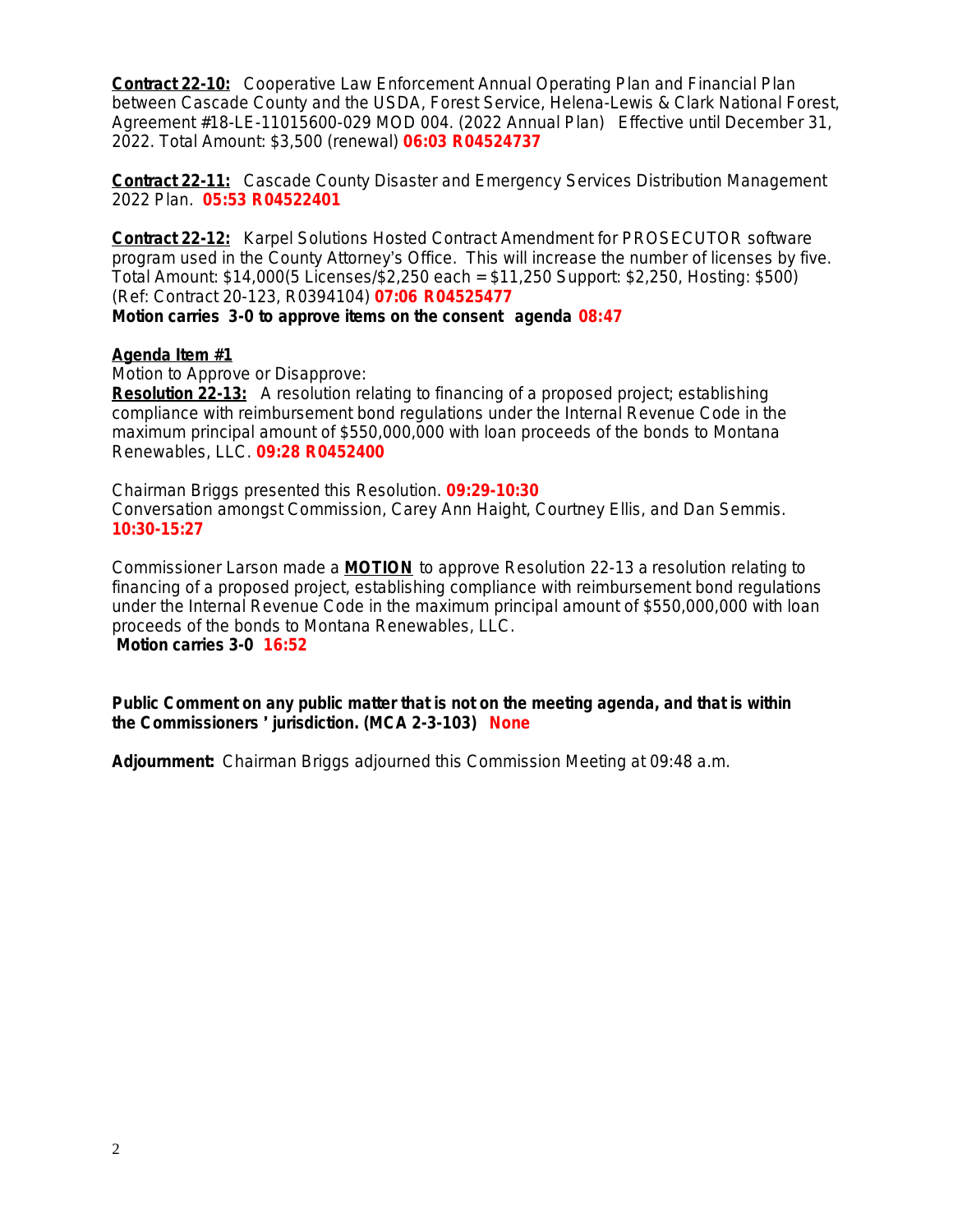**Contract 22-10:** Cooperative Law Enforcement Annual Operating Plan and Financial Plan between Cascade County and the USDA, Forest Service, Helena-Lewis & Clark National Forest, Agreement #18-LE-11015600-029 MOD 004. (2022 Annual Plan) Effective until December 31, 2022. Total Amount: $3,500 (renewal) **06:03 R04524737**

**Contract 22-11:** Cascade County Disaster and Emergency Services Distribution Management 2022 Plan. **05:53 R04522401**

**Contract 22-12:** Karpel Solutions Hosted Contract Amendment for PROSECUTOR software program used in the County Attorney's Office. This will increase the number of licenses by five. Total Amount: $14,000(5 Licenses/$2,250 each = $11,250 Support: $2,250, Hosting: $500) (Ref: Contract 20-123, R0394104) **07:06 R04525477**
**Motion carries 3-0 to approve items on the consent agenda 08:47**

**Agenda Item #1**
Motion to Approve or Disapprove:
**Resolution 22-13:** A resolution relating to financing of a proposed project; establishing compliance with reimbursement bond regulations under the Internal Revenue Code in the maximum principal amount of $550,000,000 with loan proceeds of the bonds to Montana Renewables, LLC. **09:28 R0452400**

Chairman Briggs presented this Resolution. **09:29-10:30**
Conversation amongst Commission, Carey Ann Haight, Courtney Ellis, and Dan Semmis. **10:30-15:27**

Commissioner Larson made a **MOTION** to approve Resolution 22-13 a resolution relating to financing of a proposed project, establishing compliance with reimbursement bond regulations under the Internal Revenue Code in the maximum principal amount of $550,000,000 with loan proceeds of the bonds to Montana Renewables, LLC.
**Motion carries 3-0 16:52**

**Public Comment on any public matter that is not on the meeting agenda, and that is within the Commissioners' jurisdiction. (MCA 2-3-103) None**

**Adjournment:** Chairman Briggs adjourned this Commission Meeting at 09:48 a.m.